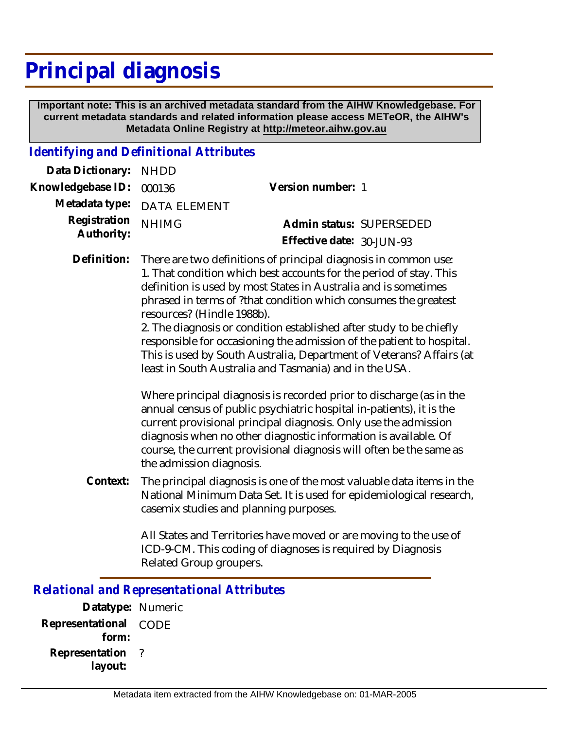# Principal diagnosis

**Important note: This is an archived metadata standard from the AIHW Knowledgebase. For current metadata standards and related information please access METeOR, the AIHW's Metadata Online Registry at http://meteor.aihw.gov.au**

## *Identifying and Definitional Attributes*

**Data Dictionary:** NHDD

**Knowledgebase ID:** 000136

**Version number:** 1

**Metadata type:** DATA ELEMENT

**Registration Authority:** NHIMG

**Admin status:** SUPERSEDED

**Effective date:** 30-JUN-93

**Definition:** There are two definitions of principal diagnosis in common use:
1. That condition which best accounts for the period of stay. This definition is used by most States in Australia and is sometimes phrased in terms of ?that condition which consumes the greatest resources? (Hindle 1988b).
2. The diagnosis or condition established after study to be chiefly responsible for occasioning the admission of the patient to hospital. This is used by South Australia, Department of Veterans? Affairs (at least in South Australia and Tasmania) and in the USA.

Where principal diagnosis is recorded prior to discharge (as in the annual census of public psychiatric hospital in-patients), it is the current provisional principal diagnosis. Only use the admission diagnosis when no other diagnostic information is available. Of course, the current provisional diagnosis will often be the same as the admission diagnosis.

**Context:** The principal diagnosis is one of the most valuable data items in the National Minimum Data Set. It is used for epidemiological research, casemix studies and planning purposes.

All States and Territories have moved or are moving to the use of ICD-9-CM. This coding of diagnoses is required by Diagnosis Related Group groupers.

## *Relational and Representational Attributes*

**Datatype:** Numeric

**Representational form:** CODE

**Representation layout:** ?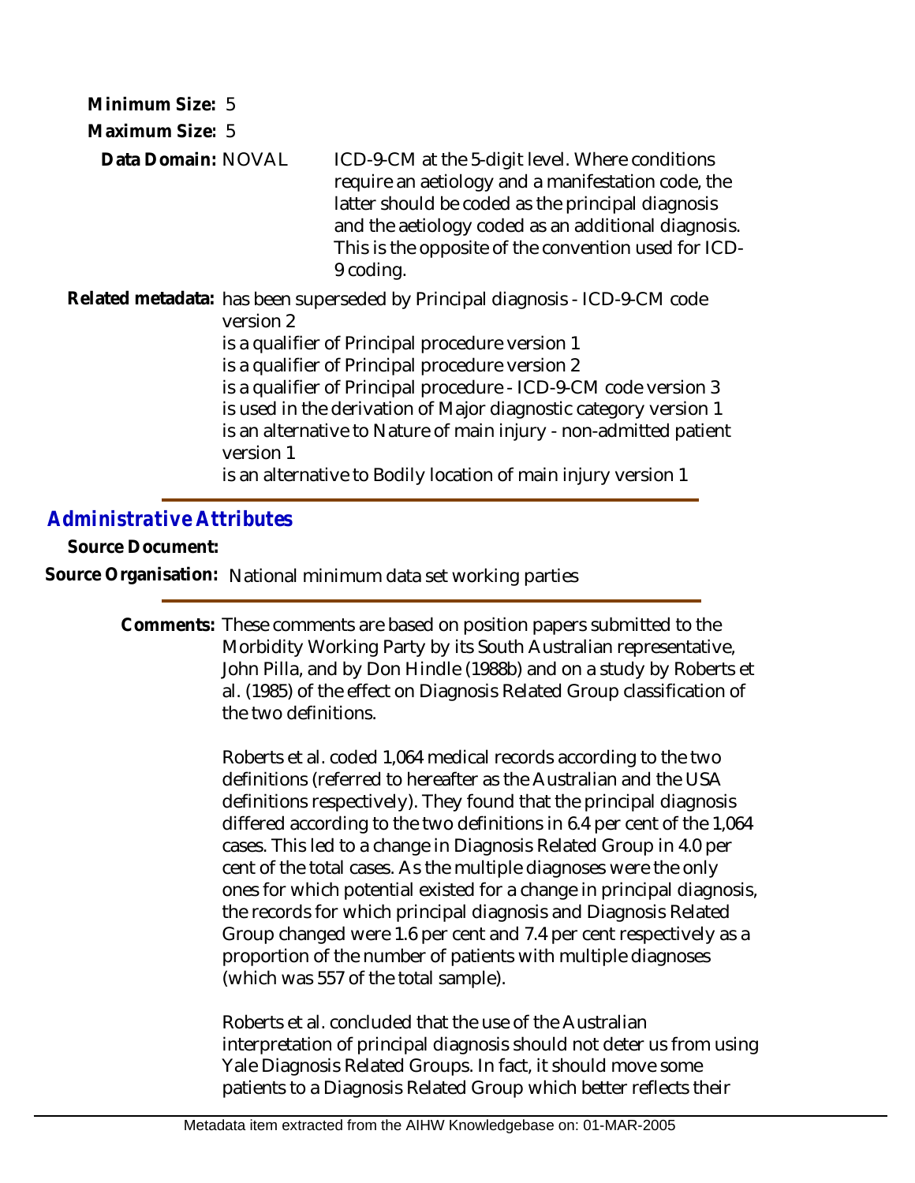**Minimum Size:** 5

**Maximum Size:** 5

**Data Domain:** NOVAL

ICD-9-CM at the 5-digit level. Where conditions require an aetiology and a manifestation code, the latter should be coded as the principal diagnosis and the aetiology coded as an additional diagnosis. This is the opposite of the convention used for ICD-9 coding.

**Related metadata:** has been superseded by Principal diagnosis - ICD-9-CM code version 2
is a qualifier of Principal procedure version 1
is a qualifier of Principal procedure version 2
is a qualifier of Principal procedure - ICD-9-CM code version 3
is used in the derivation of Major diagnostic category version 1
is an alternative to Nature of main injury - non-admitted patient version 1
is an alternative to Bodily location of main injury version 1

## Administrative Attributes

**Source Document:**

**Source Organisation:** National minimum data set working parties

**Comments:** These comments are based on position papers submitted to the Morbidity Working Party by its South Australian representative, John Pilla, and by Don Hindle (1988b) and on a study by Roberts et al. (1985) of the effect on Diagnosis Related Group classification of the two definitions.

Roberts et al. coded 1,064 medical records according to the two definitions (referred to hereafter as the Australian and the USA definitions respectively). They found that the principal diagnosis differed according to the two definitions in 6.4 per cent of the 1,064 cases. This led to a change in Diagnosis Related Group in 4.0 per cent of the total cases. As the multiple diagnoses were the only ones for which potential existed for a change in principal diagnosis, the records for which principal diagnosis and Diagnosis Related Group changed were 1.6 per cent and 7.4 per cent respectively as a proportion of the number of patients with multiple diagnoses (which was 557 of the total sample).

Roberts et al. concluded that the use of the Australian interpretation of principal diagnosis should not deter us from using Yale Diagnosis Related Groups. In fact, it should move some patients to a Diagnosis Related Group which better reflects their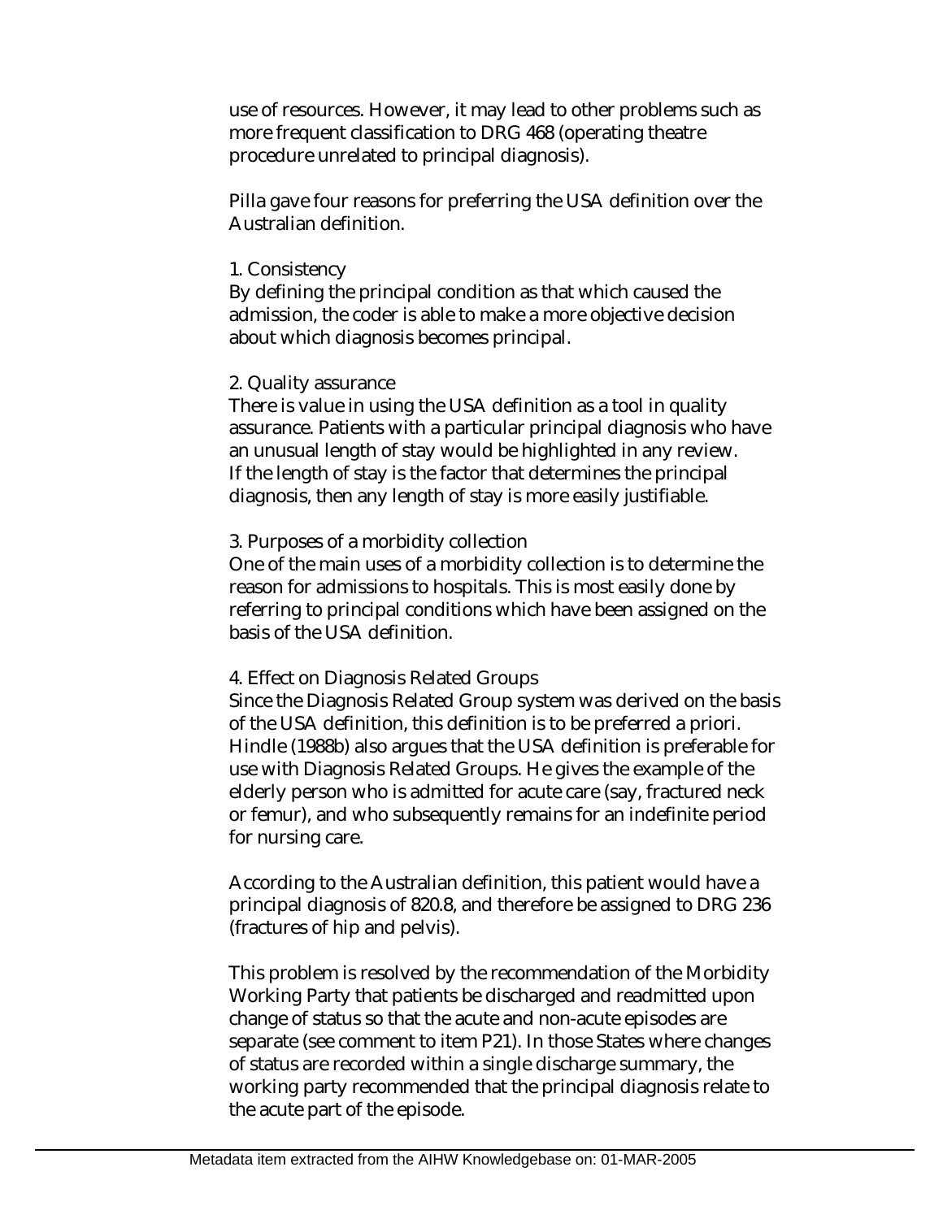use of resources. However, it may lead to other problems such as more frequent classification to DRG 468 (operating theatre procedure unrelated to principal diagnosis).

Pilla gave four reasons for preferring the USA definition over the Australian definition.

1. Consistency
By defining the principal condition as that which caused the admission, the coder is able to make a more objective decision about which diagnosis becomes principal.

2. Quality assurance
There is value in using the USA definition as a tool in quality assurance. Patients with a particular principal diagnosis who have an unusual length of stay would be highlighted in any review. If the length of stay is the factor that determines the principal diagnosis, then any length of stay is more easily justifiable.

3. Purposes of a morbidity collection
One of the main uses of a morbidity collection is to determine the reason for admissions to hospitals. This is most easily done by referring to principal conditions which have been assigned on the basis of the USA definition.

4. Effect on Diagnosis Related Groups
Since the Diagnosis Related Group system was derived on the basis of the USA definition, this definition is to be preferred a priori. Hindle (1988b) also argues that the USA definition is preferable for use with Diagnosis Related Groups. He gives the example of the elderly person who is admitted for acute care (say, fractured neck or femur), and who subsequently remains for an indefinite period for nursing care.

According to the Australian definition, this patient would have a principal diagnosis of 820.8, and therefore be assigned to DRG 236 (fractures of hip and pelvis).

This problem is resolved by the recommendation of the Morbidity Working Party that patients be discharged and readmitted upon change of status so that the acute and non-acute episodes are separate (see comment to item P21). In those States where changes of status are recorded within a single discharge summary, the working party recommended that the principal diagnosis relate to the acute part of the episode.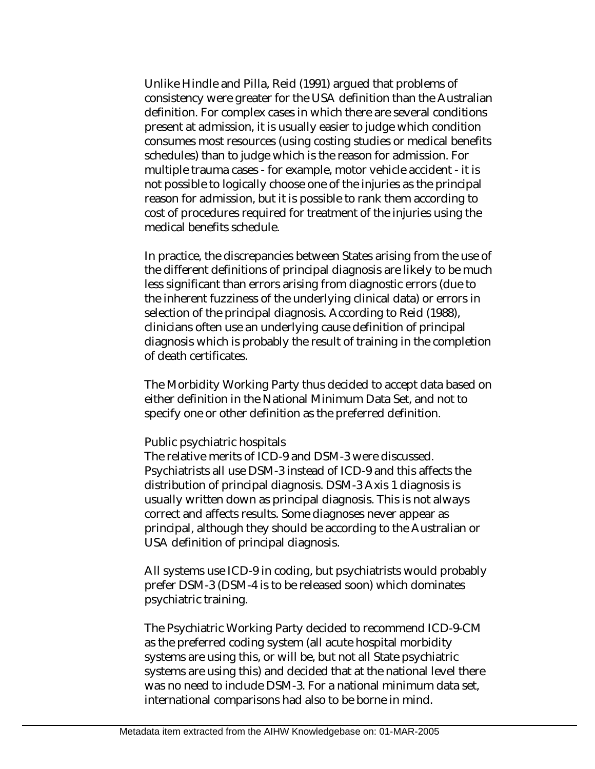Unlike Hindle and Pilla, Reid (1991) argued that problems of consistency were greater for the USA definition than the Australian definition. For complex cases in which there are several conditions present at admission, it is usually easier to judge which condition consumes most resources (using costing studies or medical benefits schedules) than to judge which is the reason for admission. For multiple trauma cases - for example, motor vehicle accident - it is not possible to logically choose one of the injuries as the principal reason for admission, but it is possible to rank them according to cost of procedures required for treatment of the injuries using the medical benefits schedule.

In practice, the discrepancies between States arising from the use of the different definitions of principal diagnosis are likely to be much less significant than errors arising from diagnostic errors (due to the inherent fuzziness of the underlying clinical data) or errors in selection of the principal diagnosis. According to Reid (1988), clinicians often use an underlying cause definition of principal diagnosis which is probably the result of training in the completion of death certificates.

The Morbidity Working Party thus decided to accept data based on either definition in the National Minimum Data Set, and not to specify one or other definition as the preferred definition.

Public psychiatric hospitals

The relative merits of ICD-9 and DSM-3 were discussed. Psychiatrists all use DSM-3 instead of ICD-9 and this affects the distribution of principal diagnosis. DSM-3 Axis 1 diagnosis is usually written down as principal diagnosis. This is not always correct and affects results. Some diagnoses never appear as principal, although they should be according to the Australian or USA definition of principal diagnosis.

All systems use ICD-9 in coding, but psychiatrists would probably prefer DSM-3 (DSM-4 is to be released soon) which dominates psychiatric training.

The Psychiatric Working Party decided to recommend ICD-9-CM as the preferred coding system (all acute hospital morbidity systems are using this, or will be, but not all State psychiatric systems are using this) and decided that at the national level there was no need to include DSM-3. For a national minimum data set, international comparisons had also to be borne in mind.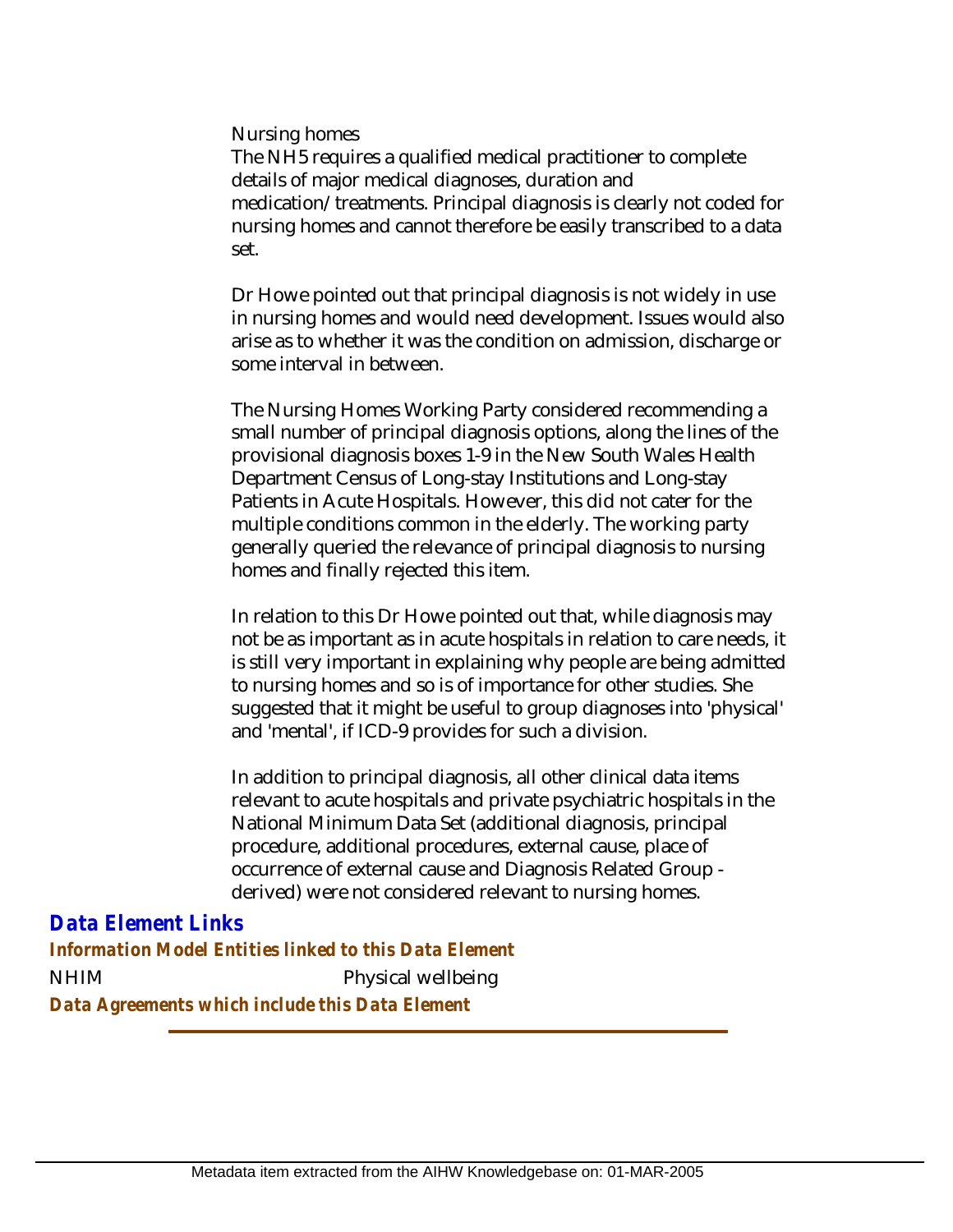Nursing homes

The NH5 requires a qualified medical practitioner to complete details of major medical diagnoses, duration and medication/treatments. Principal diagnosis is clearly not coded for nursing homes and cannot therefore be easily transcribed to a data set.

Dr Howe pointed out that principal diagnosis is not widely in use in nursing homes and would need development. Issues would also arise as to whether it was the condition on admission, discharge or some interval in between.

The Nursing Homes Working Party considered recommending a small number of principal diagnosis options, along the lines of the provisional diagnosis boxes 1-9 in the New South Wales Health Department Census of Long-stay Institutions and Long-stay Patients in Acute Hospitals. However, this did not cater for the multiple conditions common in the elderly. The working party generally queried the relevance of principal diagnosis to nursing homes and finally rejected this item.

In relation to this Dr Howe pointed out that, while diagnosis may not be as important as in acute hospitals in relation to care needs, it is still very important in explaining why people are being admitted to nursing homes and so is of importance for other studies. She suggested that it might be useful to group diagnoses into 'physical' and 'mental', if ICD-9 provides for such a division.

In addition to principal diagnosis, all other clinical data items relevant to acute hospitals and private psychiatric hospitals in the National Minimum Data Set (additional diagnosis, principal procedure, additional procedures, external cause, place of occurrence of external cause and Diagnosis Related Group - derived) were not considered relevant to nursing homes.

## Data Element Links

### Information Model Entities linked to this Data Element

| | |
|---|---|
| NHIM | Physical wellbeing |

### Data Agreements which include this Data Element

Metadata item extracted from the AIHW Knowledgebase on: 01-MAR-2005